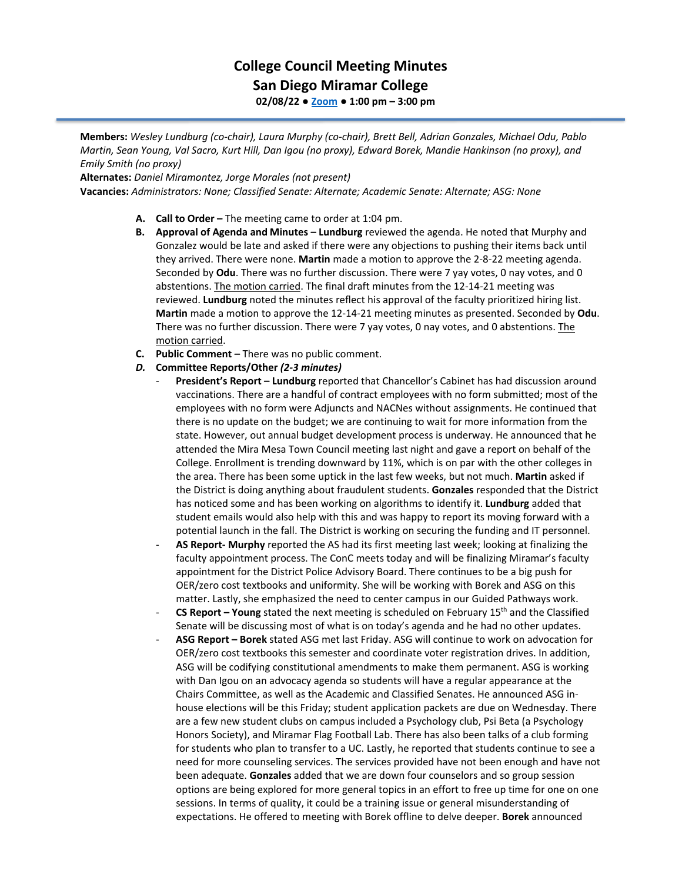# College Council Meeting Minutes
## San Diego Miramar College
**02/08/22 ● Zoom ● 1:00 pm – 3:00 pm**

**Members:** *Wesley Lundburg (co-chair), Laura Murphy (co-chair), Brett Bell, Adrian Gonzales, Michael Odu, Pablo Martin, Sean Young, Val Sacro, Kurt Hill, Dan Igou (no proxy), Edward Borek, Mandie Hankinson (no proxy), and Emily Smith (no proxy)*
**Alternates:** *Daniel Miramontez, Jorge Morales (not present)*
**Vacancies:** *Administrators: None; Classified Senate: Alternate; Academic Senate: Alternate; ASG: None*

A. **Call to Order –** The meeting came to order at 1:04 pm.

B. **Approval of Agenda and Minutes – Lundburg** reviewed the agenda. He noted that Murphy and Gonzalez would be late and asked if there were any objections to pushing their items back until they arrived. There were none. **Martin** made a motion to approve the 2-8-22 meeting agenda. Seconded by **Odu**. There was no further discussion. There were 7 yay votes, 0 nay votes, and 0 abstentions. The motion carried. The final draft minutes from the 12-14-21 meeting was reviewed. **Lundburg** noted the minutes reflect his approval of the faculty prioritized hiring list. **Martin** made a motion to approve the 12-14-21 meeting minutes as presented. Seconded by **Odu**. There was no further discussion. There were 7 yay votes, 0 nay votes, and 0 abstentions. The motion carried.

C. **Public Comment –** There was no public comment.

D. ***Committee Reports/Other (2-3 minutes)***
   - **President's Report – Lundburg** reported that Chancellor's Cabinet has had discussion around vaccinations. There are a handful of contract employees with no form submitted; most of the employees with no form were Adjuncts and NACNes without assignments. He continued that there is no update on the budget; we are continuing to wait for more information from the state. However, out annual budget development process is underway. He announced that he attended the Mira Mesa Town Council meeting last night and gave a report on behalf of the College. Enrollment is trending downward by 11%, which is on par with the other colleges in the area. There has been some uptick in the last few weeks, but not much. **Martin** asked if the District is doing anything about fraudulent students. **Gonzales** responded that the District has noticed some and has been working on algorithms to identify it. **Lundburg** added that student emails would also help with this and was happy to report its moving forward with a potential launch in the fall. The District is working on securing the funding and IT personnel.
   - **AS Report- Murphy** reported the AS had its first meeting last week; looking at finalizing the faculty appointment process. The ConC meets today and will be finalizing Miramar's faculty appointment for the District Police Advisory Board. There continues to be a big push for OER/zero cost textbooks and uniformity. She will be working with Borek and ASG on this matter. Lastly, she emphasized the need to center campus in our Guided Pathways work.
   - **CS Report – Young** stated the next meeting is scheduled on February 15th and the Classified Senate will be discussing most of what is on today's agenda and he had no other updates.
   - **ASG Report – Borek** stated ASG met last Friday. ASG will continue to work on advocation for OER/zero cost textbooks this semester and coordinate voter registration drives. In addition, ASG will be codifying constitutional amendments to make them permanent. ASG is working with Dan Igou on an advocacy agenda so students will have a regular appearance at the Chairs Committee, as well as the Academic and Classified Senates. He announced ASG in-house elections will be this Friday; student application packets are due on Wednesday. There are a few new student clubs on campus included a Psychology club, Psi Beta (a Psychology Honors Society), and Miramar Flag Football Lab. There has also been talks of a club forming for students who plan to transfer to a UC. Lastly, he reported that students continue to see a need for more counseling services. The services provided have not been enough and have not been adequate. **Gonzales** added that we are down four counselors and so group session options are being explored for more general topics in an effort to free up time for one on one sessions. In terms of quality, it could be a training issue or general misunderstanding of expectations. He offered to meeting with Borek offline to delve deeper. **Borek** announced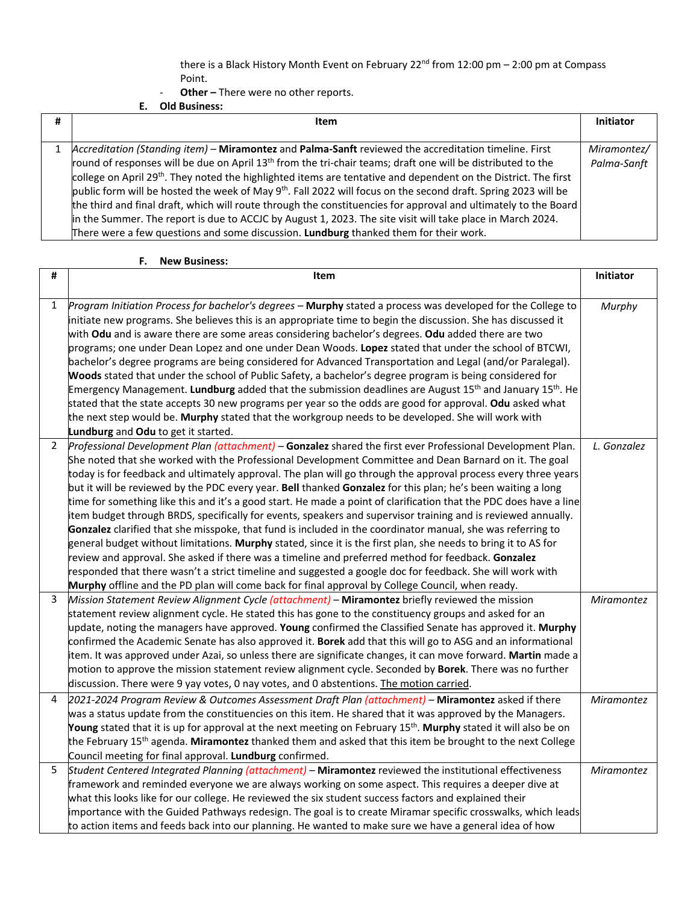there is a Black History Month Event on February 22nd from 12:00 pm – 2:00 pm at Compass Point.

- **Other –** There were no other reports.

**E. Old Business:**

| # | Item | Initiator |
|---|---|---|
| 1 | *Accreditation (Standing item)* – **Miramontez** and **Palma-Sanft** reviewed the accreditation timeline. First round of responses will be due on April 13th from the tri-chair teams; draft one will be distributed to the college on April 29th. They noted the highlighted items are tentative and dependent on the District. The first public form will be hosted the week of May 9th. Fall 2022 will focus on the second draft. Spring 2023 will be the third and final draft, which will route through the constituencies for approval and ultimately to the Board in the Summer. The report is due to ACCJC by August 1, 2023. The site visit will take place in March 2024. There were a few questions and some discussion. **Lundburg** thanked them for their work. | *Miramontez/ Palma-Sanft* |

**F. New Business:**

| # | Item | Initiator |
|---|---|---|
| 1 | *Program Initiation Process for bachelor's degrees* – **Murphy** stated a process was developed for the College to initiate new programs. She believes this is an appropriate time to begin the discussion. She has discussed it with **Odu** and is aware there are some areas considering bachelor's degrees. **Odu** added there are two programs; one under Dean Lopez and one under Dean Woods. **Lopez** stated that under the school of BTCWI, bachelor's degree programs are being considered for Advanced Transportation and Legal (and/or Paralegal). **Woods** stated that under the school of Public Safety, a bachelor's degree program is being considered for Emergency Management. **Lundburg** added that the submission deadlines are August 15th and January 15th. He stated that the state accepts 30 new programs per year so the odds are good for approval. **Odu** asked what the next step would be. **Murphy** stated that the workgroup needs to be developed. She will work with **Lundburg** and **Odu** to get it started. | *Murphy* |
| 2 | *Professional Development Plan (attachment)* – **Gonzalez** shared the first ever Professional Development Plan. She noted that she worked with the Professional Development Committee and Dean Barnard on it. The goal today is for feedback and ultimately approval. The plan will go through the approval process every three years but it will be reviewed by the PDC every year. **Bell** thanked **Gonzalez** for this plan; he's been waiting a long time for something like this and it's a good start. He made a point of clarification that the PDC does have a line item budget through BRDS, specifically for events, speakers and supervisor training and is reviewed annually. **Gonzalez** clarified that she misspoke, that fund is included in the coordinator manual, she was referring to general budget without limitations. **Murphy** stated, since it is the first plan, she needs to bring it to AS for review and approval. She asked if there was a timeline and preferred method for feedback. **Gonzalez** responded that there wasn't a strict timeline and suggested a google doc for feedback. She will work with **Murphy** offline and the PD plan will come back for final approval by College Council, when ready. | *L. Gonzalez* |
| 3 | *Mission Statement Review Alignment Cycle (attachment)* – **Miramontez** briefly reviewed the mission statement review alignment cycle. He stated this has gone to the constituency groups and asked for an update, noting the managers have approved. **Young** confirmed the Classified Senate has approved it. **Murphy** confirmed the Academic Senate has also approved it. **Borek** add that this will go to ASG and an informational item. It was approved under Azai, so unless there are significant changes, it can move forward. **Martin** made a motion to approve the mission statement review alignment cycle. Seconded by **Borek**. There was no further discussion. There were 9 yay votes, 0 nay votes, and 0 abstentions. The motion carried. | *Miramontez* |
| 4 | *2021-2024 Program Review & Outcomes Assessment Draft Plan (attachment)* – **Miramontez** asked if there was a status update from the constituencies on this item. He shared that it was approved by the Managers. **Young** stated that it is up for approval at the next meeting on February 15th. **Murphy** stated it will also be on the February 15th agenda. **Miramontez** thanked them and asked that this item be brought to the next College Council meeting for final approval. **Lundburg** confirmed. | *Miramontez* |
| 5 | *Student Centered Integrated Planning (attachment)* – **Miramontez** reviewed the institutional effectiveness framework and reminded everyone we are always working on some aspect. This requires a deeper dive at what this looks like for our college. He reviewed the six student success factors and explained their importance with the Guided Pathways redesign. The goal is to create Miramar specific crosswalks, which leads to action items and feeds back into our planning. He wanted to make sure we have a general idea of how | *Miramontez* |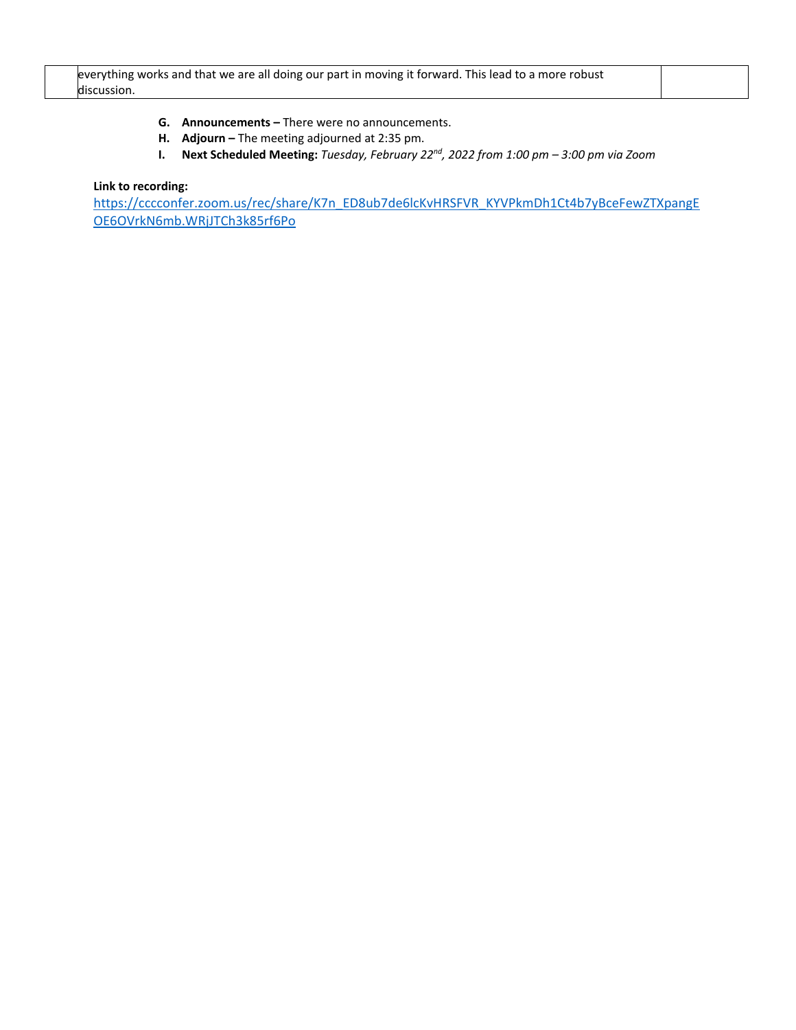| | | |
|---|---|---|
| | everything works and that we are all doing our part in moving it forward. This lead to a more robust discussion. | |

G. **Announcements –** There were no announcements.
H. **Adjourn –** The meeting adjourned at 2:35 pm.
I. **Next Scheduled Meeting:** *Tuesday, February 22nd, 2022 from 1:00 pm – 3:00 pm via Zoom*

**Link to recording:**
https://cccconfer.zoom.us/rec/share/K7n_ED8ub7de6lcKvHRSFVR_KYVPkmDh1Ct4b7yBceFewZTXpangEOE6OVrkN6mb.WRjJTCh3k85rf6Po